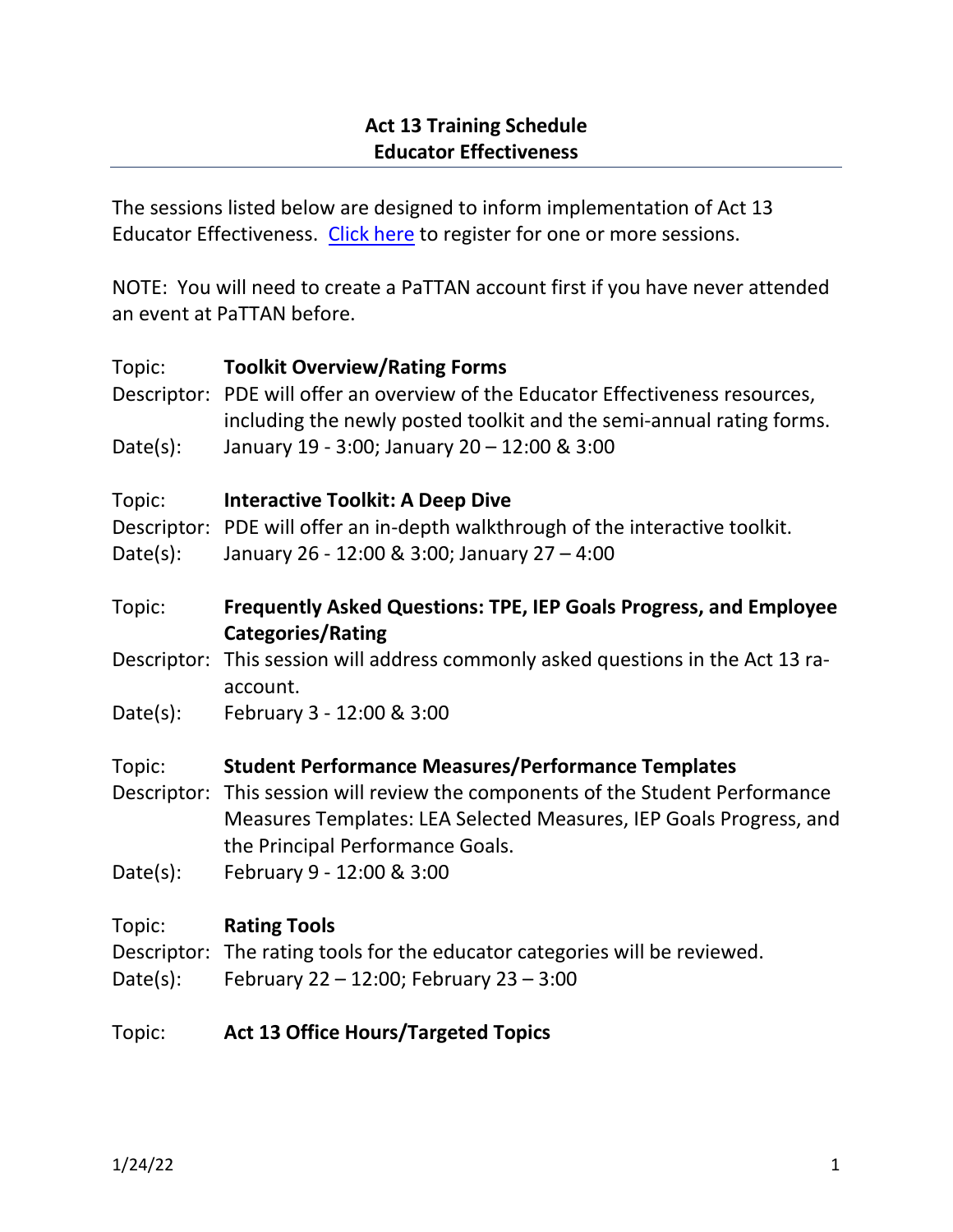# Act 13 Training Schedule
## Educator Effectiveness

The sessions listed below are designed to inform implementation of Act 13 Educator Effectiveness. Click here to register for one or more sessions.

NOTE: You will need to create a PaTTAN account first if you have never attended an event at PaTTAN before.

Topic: **Toolkit Overview/Rating Forms**
Descriptor: PDE will offer an overview of the Educator Effectiveness resources, including the newly posted toolkit and the semi-annual rating forms.
Date(s): January 19 - 3:00; January 20 – 12:00 & 3:00

Topic: **Interactive Toolkit: A Deep Dive**
Descriptor: PDE will offer an in-depth walkthrough of the interactive toolkit.
Date(s): January 26 - 12:00 & 3:00; January 27 – 4:00

Topic: **Frequently Asked Questions: TPE, IEP Goals Progress, and Employee Categories/Rating**
Descriptor: This session will address commonly asked questions in the Act 13 ra-account.
Date(s): February 3 - 12:00 & 3:00

Topic: **Student Performance Measures/Performance Templates**
Descriptor: This session will review the components of the Student Performance Measures Templates: LEA Selected Measures, IEP Goals Progress, and the Principal Performance Goals.
Date(s): February 9 - 12:00 & 3:00

Topic: **Rating Tools**
Descriptor: The rating tools for the educator categories will be reviewed.
Date(s): February 22 – 12:00; February 23 – 3:00

Topic: **Act 13 Office Hours/Targeted Topics**

1/24/22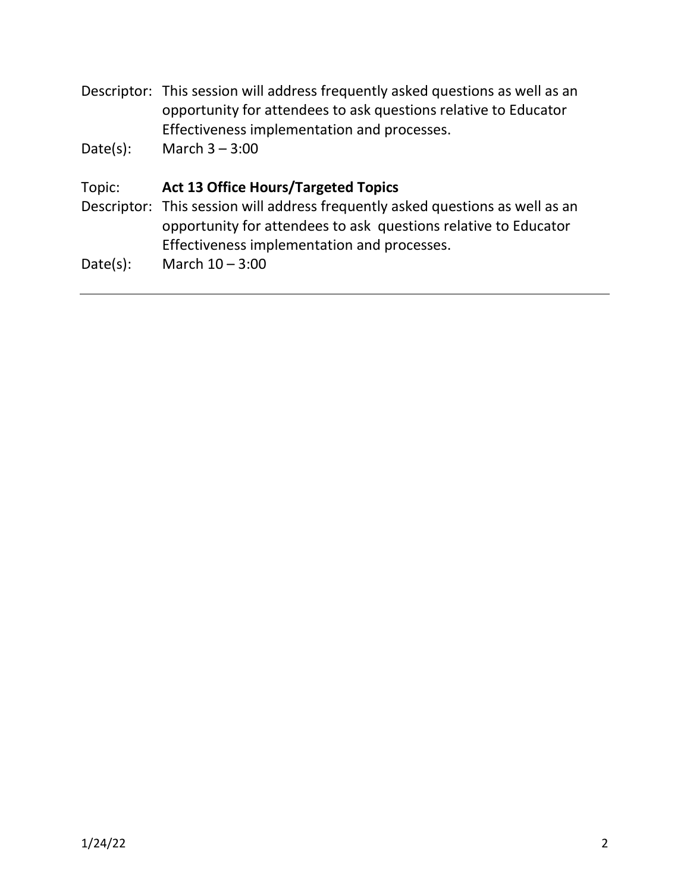Descriptor: This session will address frequently asked questions as well as an opportunity for attendees to ask questions relative to Educator Effectiveness implementation and processes.

Date(s): March 3 – 3:00

Topic: **Act 13 Office Hours/Targeted Topics**

Descriptor: This session will address frequently asked questions as well as an opportunity for attendees to ask questions relative to Educator Effectiveness implementation and processes.

Date(s): March 10 – 3:00

---